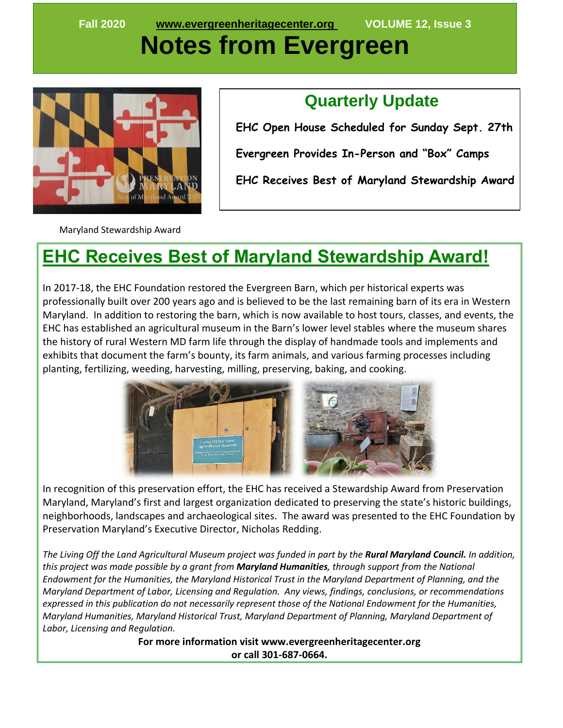Fall 2020 www.evergreenheritagecenter.org VOLUME 12, Issue 3

# Notes from Evergreen

Maryland Stewardship Award

## Quarterly Update

**EHC Open House Scheduled for Sunday Sept. 27th**

**Evergreen Provides In-Person and "Box" Camps**

**EHC Receives Best of Maryland Stewardship Award**

## EHC Receives Best of Maryland Stewardship Award!

In 2017-18, the EHC Foundation restored the Evergreen Barn, which per historical experts was professionally built over 200 years ago and is believed to be the last remaining barn of its era in Western Maryland. In addition to restoring the barn, which is now available to host tours, classes, and events, the EHC has established an agricultural museum in the Barn's lower level stables where the museum shares the history of rural Western MD farm life through the display of handmade tools and implements and exhibits that document the farm's bounty, its farm animals, and various farming processes including planting, fertilizing, weeding, harvesting, milling, preserving, baking, and cooking.

In recognition of this preservation effort, the EHC has received a Stewardship Award from Preservation Maryland, Maryland's first and largest organization dedicated to preserving the state's historic buildings, neighborhoods, landscapes and archaeological sites. The award was presented to the EHC Foundation by Preservation Maryland's Executive Director, Nicholas Redding.

*The Living Off the Land Agricultural Museum project was funded in part by the **Rural Maryland Council.** In addition, this project was made possible by a grant from **Maryland Humanities**, through support from the National Endowment for the Humanities, the Maryland Historical Trust in the Maryland Department of Planning, and the Maryland Department of Labor, Licensing and Regulation. Any views, findings, conclusions, or recommendations expressed in this publication do not necessarily represent those of the National Endowment for the Humanities, Maryland Humanities, Maryland Historical Trust, Maryland Department of Planning, Maryland Department of Labor, Licensing and Regulation.*

**For more information visit www.evergreenheritagecenter.org or call 301-687-0664.**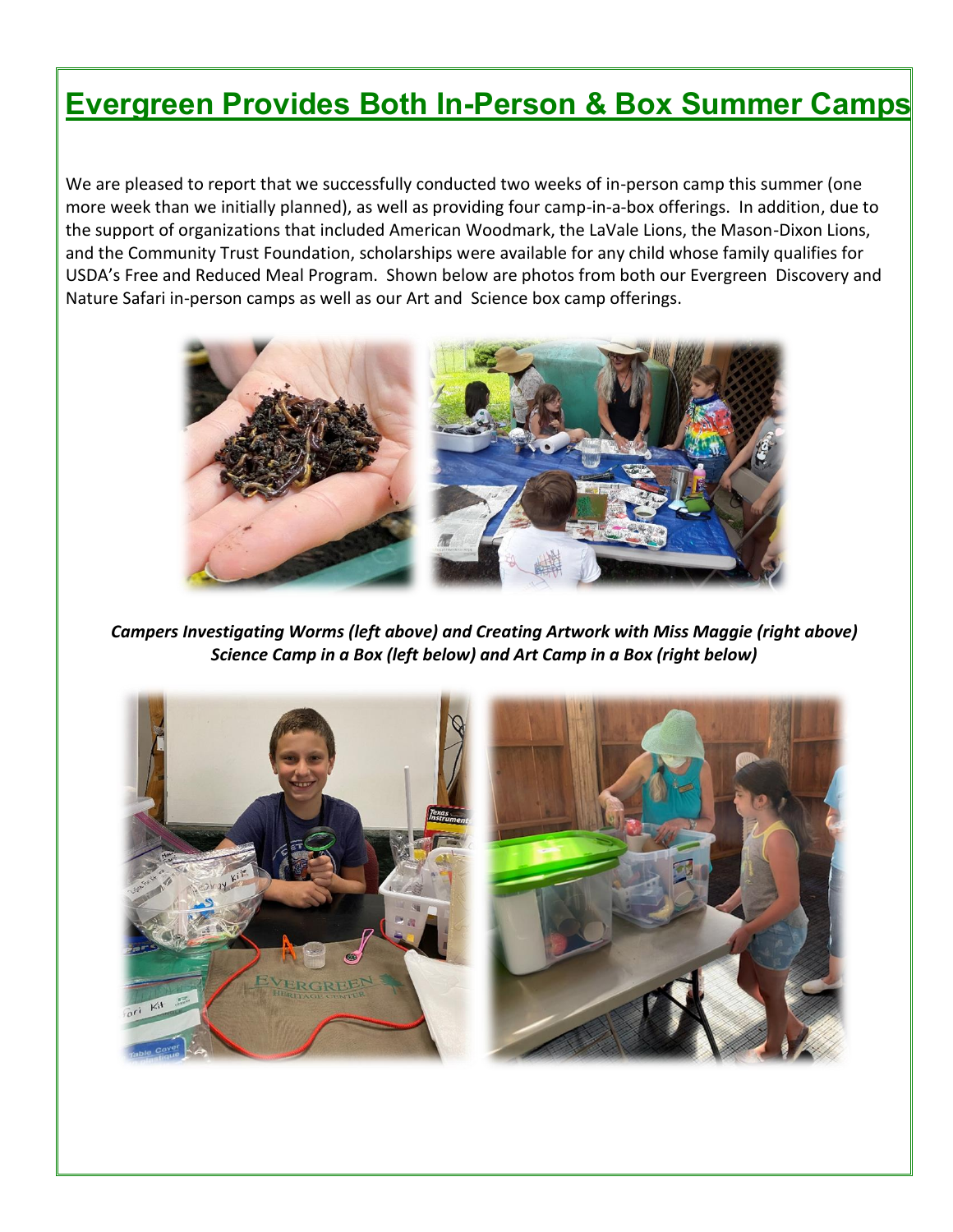# Evergreen Provides Both In-Person & Box Summer Camps

We are pleased to report that we successfully conducted two weeks of in-person camp this summer (one more week than we initially planned), as well as providing four camp-in-a-box offerings. In addition, due to the support of organizations that included American Woodmark, the LaVale Lions, the Mason-Dixon Lions, and the Community Trust Foundation, scholarships were available for any child whose family qualifies for USDA's Free and Reduced Meal Program. Shown below are photos from both our Evergreen Discovery and Nature Safari in-person camps as well as our Art and Science box camp offerings.

***Campers Investigating Worms (left above) and Creating Artwork with Miss Maggie (right above)***
***Science Camp in a Box (left below) and Art Camp in a Box (right below)***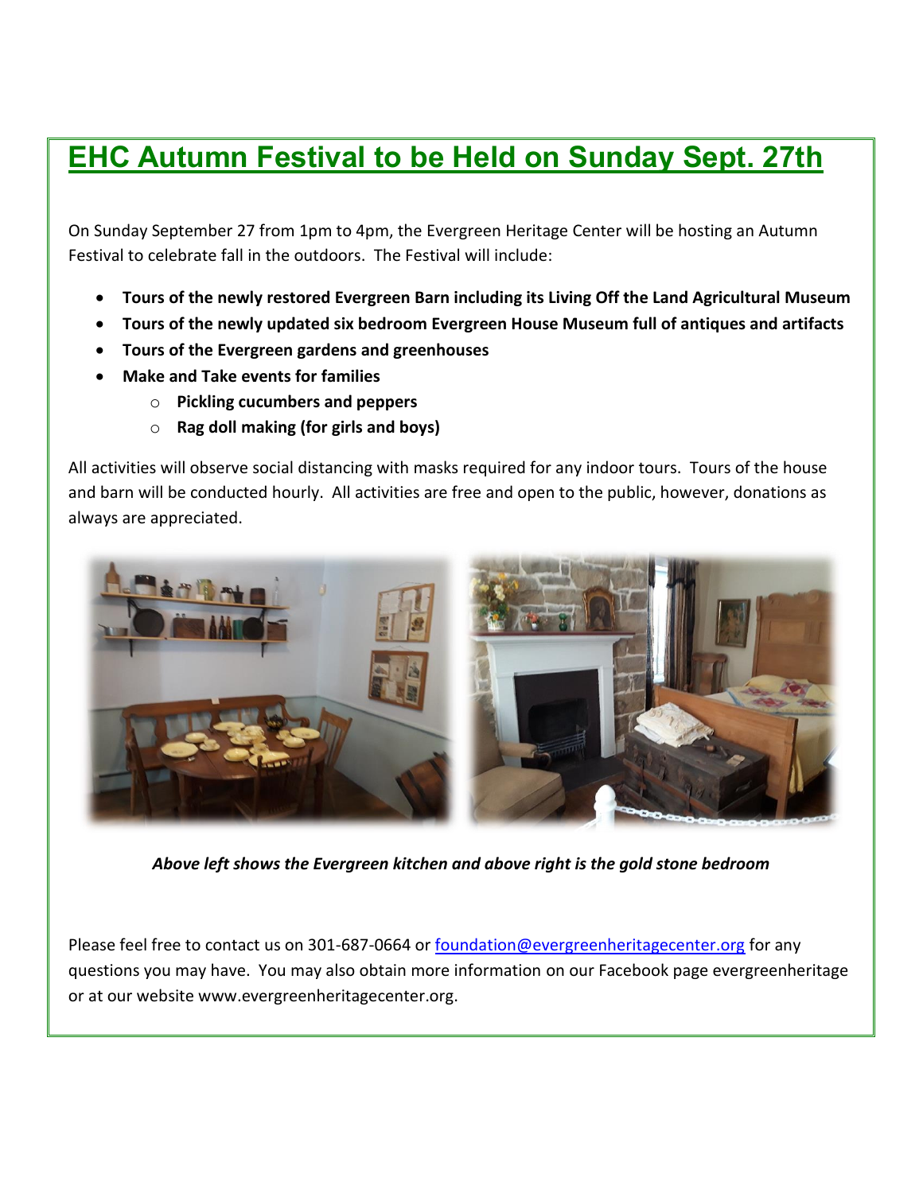# EHC Autumn Festival to be Held on Sunday Sept. 27th

On Sunday September 27 from 1pm to 4pm, the Evergreen Heritage Center will be hosting an Autumn Festival to celebrate fall in the outdoors. The Festival will include:

- **Tours of the newly restored Evergreen Barn including its Living Off the Land Agricultural Museum**
- **Tours of the newly updated six bedroom Evergreen House Museum full of antiques and artifacts**
- **Tours of the Evergreen gardens and greenhouses**
- **Make and Take events for families**
  - **Pickling cucumbers and peppers**
  - **Rag doll making (for girls and boys)**

All activities will observe social distancing with masks required for any indoor tours. Tours of the house and barn will be conducted hourly. All activities are free and open to the public, however, donations as always are appreciated.

***Above left shows the Evergreen kitchen and above right is the gold stone bedroom***

Please feel free to contact us on 301-687-0664 or foundation@evergreenheritagecenter.org for any questions you may have. You may also obtain more information on our Facebook page evergreenheritage or at our website www.evergreenheritagecenter.org.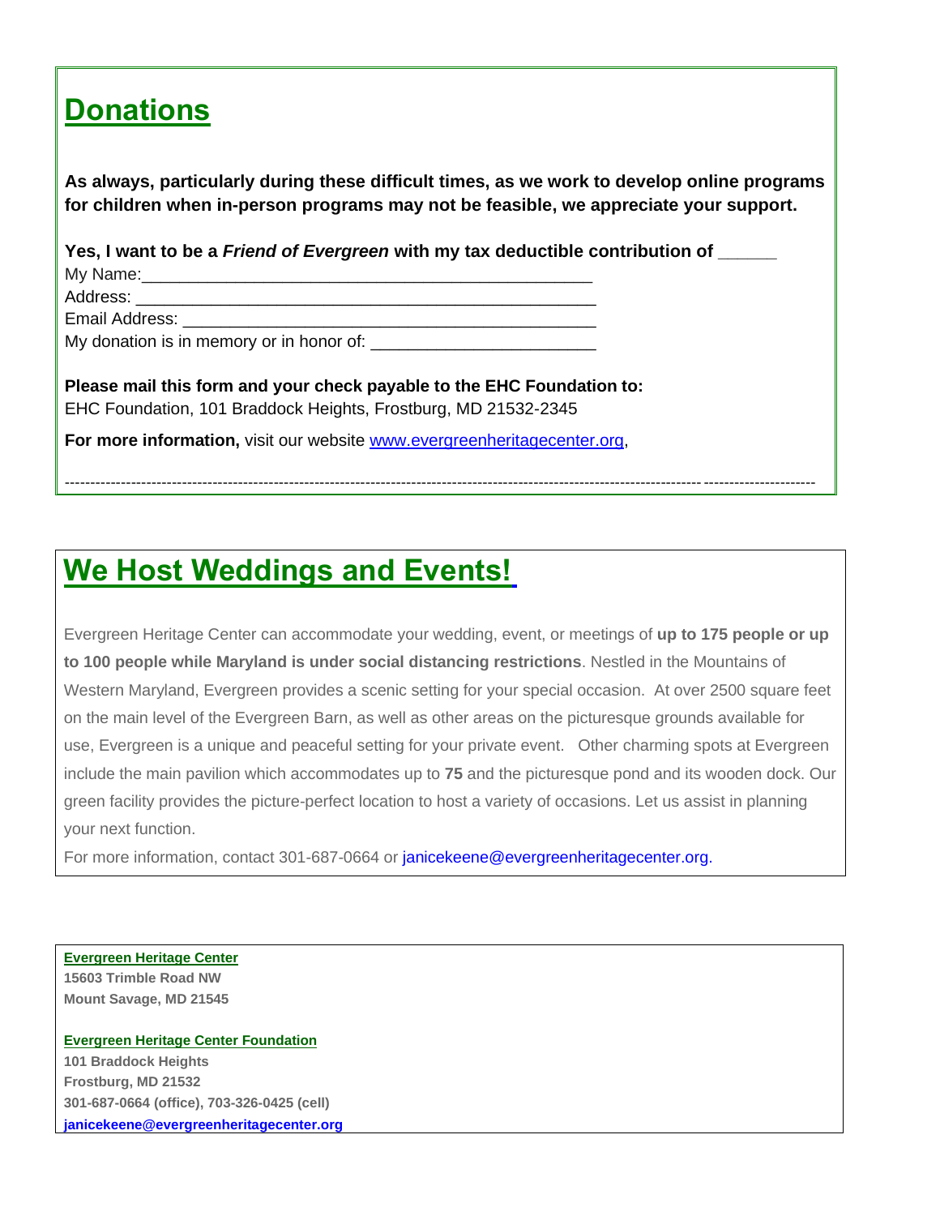## Donations

**As always, particularly during these difficult times, as we work to develop online programs for children when in-person programs may not be feasible, we appreciate your support.**

**Yes, I want to be a *Friend of Evergreen* with my tax deductible contribution of ______**

My Name:_______________________________________________

Address: _______________________________________________

Email Address: __________________________________________

My donation is in memory or in honor of: _______________________

**Please mail this form and your check payable to the EHC Foundation to:**
EHC Foundation, 101 Braddock Heights, Frostburg, MD 21532-2345

**For more information,** visit our website www.evergreenheritagecenter.org,

---

## We Host Weddings and Events!

Evergreen Heritage Center can accommodate your wedding, event, or meetings of **up to 175 people or up to 100 people while Maryland is under social distancing restrictions**. Nestled in the Mountains of Western Maryland, Evergreen provides a scenic setting for your special occasion. At over 2500 square feet on the main level of the Evergreen Barn, as well as other areas on the picturesque grounds available for use, Evergreen is a unique and peaceful setting for your private event. Other charming spots at Evergreen include the main pavilion which accommodates up to **75** and the picturesque pond and its wooden dock. Our green facility provides the picture-perfect location to host a variety of occasions. Let us assist in planning your next function.

For more information, contact 301-687-0664 or janicekeene@evergreenheritagecenter.org.

**Evergreen Heritage Center**
**15603 Trimble Road NW**
**Mount Savage, MD 21545**

**Evergreen Heritage Center Foundation**
**101 Braddock Heights**
**Frostburg, MD 21532**
**301-687-0664 (office), 703-326-0425 (cell)**
**janicekeene@evergreenheritagecenter.org**